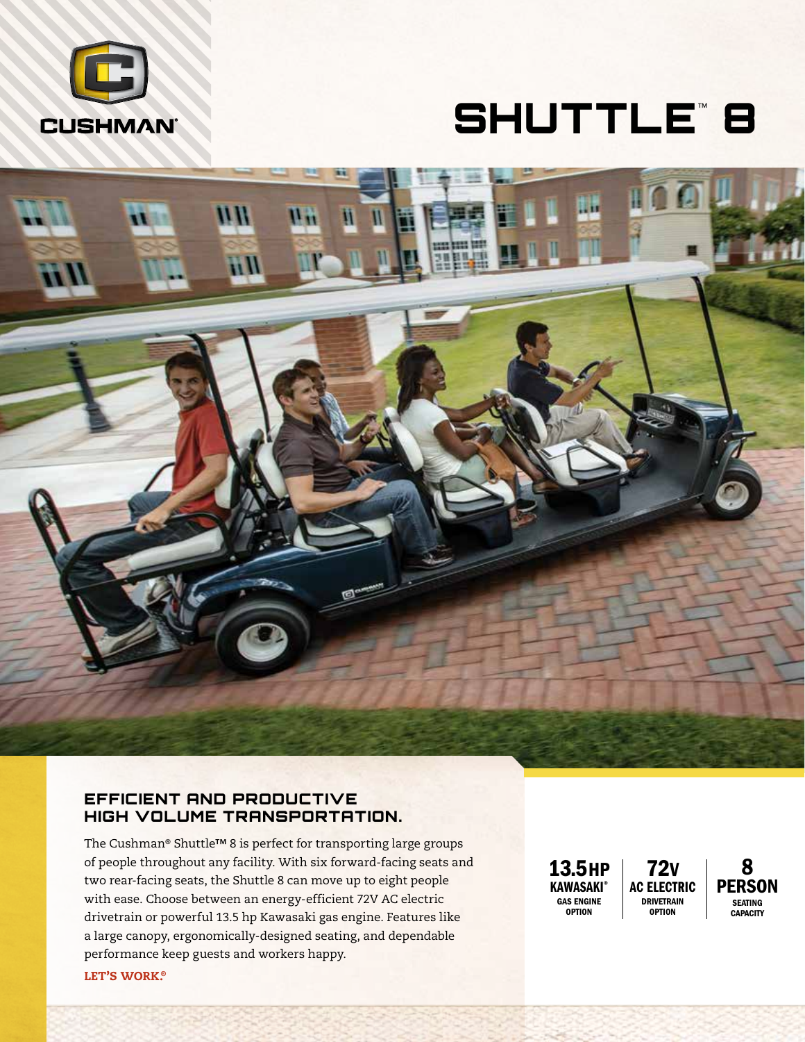CUSHMAN®

# SHUTTLE™ 8

## EFFICIENT AND PRODUCTIVE HIGH VOLUME TRANSPORTATION.

The Cushman® Shuttle™ 8 is perfect for transporting large groups of people throughout any facility. With six forward-facing seats and two rear-facing seats, the Shuttle 8 can move up to eight people with ease. Choose between an energy-efficient 72V AC electric drivetrain or powerful 13.5 hp Kawasaki gas engine. Features like a large canopy, ergonomically-designed seating, and dependable performance keep guests and workers happy.

**LET'S WORK.®**

**13.5HP KAWASAKI®** GAS ENGINE OPTION

**72V AC ELECTRIC** DRIVETRAIN OPTION

**8 PERSON** SEATING CAPACITY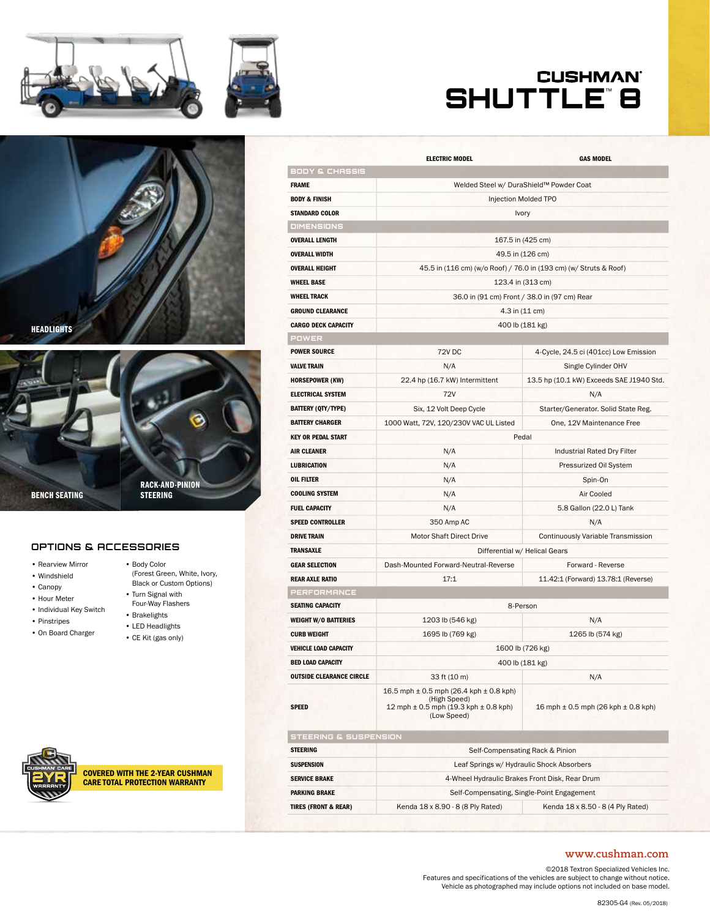# CUSHMAN® SHUTTLE™ 8

HEADLIGHTS

BENCH SEATING

RACK-AND-PINION STEERING

| | ELECTRIC MODEL | GAS MODEL |
|---|---|---|
| **BODY & CHASSIS** | | |
| FRAME | Welded Steel w/ DuraShield™ Powder Coat | |
| BODY & FINISH | Injection Molded TPO | |
| STANDARD COLOR | Ivory | |
| **DIMENSIONS** | | |
| OVERALL LENGTH | 167.5 in (425 cm) | |
| OVERALL WIDTH | 49.5 in (126 cm) | |
| OVERALL HEIGHT | 45.5 in (116 cm) (w/o Roof) / 76.0 in (193 cm) (w/ Struts & Roof) | |
| WHEEL BASE | 123.4 in (313 cm) | |
| WHEEL TRACK | 36.0 in (91 cm) Front / 38.0 in (97 cm) Rear | |
| GROUND CLEARANCE | 4.3 in (11 cm) | |
| CARGO DECK CAPACITY | 400 lb (181 kg) | |
| **POWER** | | |
| POWER SOURCE | 72V DC | 4-Cycle, 24.5 ci (401cc) Low Emission |
| VALVE TRAIN | N/A | Single Cylinder OHV |
| HORSEPOWER (KW) | 22.4 hp (16.7 kW) Intermittent | 13.5 hp (10.1 kW) Exceeds SAE J1940 Std. |
| ELECTRICAL SYSTEM | 72V | N/A |
| BATTERY (QTY/TYPE) | Six, 12 Volt Deep Cycle | Starter/Generator. Solid State Reg. |
| BATTERY CHARGER | 1000 Watt, 72V, 120/230V VAC UL Listed | One, 12V Maintenance Free |
| KEY OR PEDAL START | Pedal | |
| AIR CLEANER | N/A | Industrial Rated Dry Filter |
| LUBRICATION | N/A | Pressurized Oil System |
| OIL FILTER | N/A | Spin-On |
| COOLING SYSTEM | N/A | Air Cooled |
| FUEL CAPACITY | N/A | 5.8 Gallon (22.0 L) Tank |
| SPEED CONTROLLER | 350 Amp AC | N/A |
| DRIVE TRAIN | Motor Shaft Direct Drive | Continuously Variable Transmission |
| TRANSAXLE | Differential w/ Helical Gears | |
| GEAR SELECTION | Dash-Mounted Forward-Neutral-Reverse | Forward - Reverse |
| REAR AXLE RATIO | 17:1 | 11.42:1 (Forward) 13.78:1 (Reverse) |
| **PERFORMANCE** | | |
| SEATING CAPACITY | 8-Person | |
| WEIGHT W/O BATTERIES | 1203 lb (546 kg) | N/A |
| CURB WEIGHT | 1695 lb (769 kg) | 1265 lb (574 kg) |
| VEHICLE LOAD CAPACITY | 1600 lb (726 kg) | |
| BED LOAD CAPACITY | 400 lb (181 kg) | |
| OUTSIDE CLEARANCE CIRCLE | 33 ft (10 m) | N/A |
| SPEED | 16.5 mph ± 0.5 mph (26.4 kph ± 0.8 kph) (High Speed) 12 mph ± 0.5 mph (19.3 kph ± 0.8 kph) (Low Speed) | 16 mph ± 0.5 mph (26 kph ± 0.8 kph) |
| **STEERING & SUSPENSION** | | |
| STEERING | Self-Compensating Rack & Pinion | |
| SUSPENSION | Leaf Springs w/ Hydraulic Shock Absorbers | |
| SERVICE BRAKE | 4-Wheel Hydraulic Brakes Front Disk, Rear Drum | |
| PARKING BRAKE | Self-Compensating, Single-Point Engagement | |
| TIRES (FRONT & REAR) | Kenda 18 x 8.90 - 8 (8 Ply Rated) | Kenda 18 x 8.50 - 8 (4 Ply Rated) |

## OPTIONS & ACCESSORIES

- Rearview Mirror
- Windshield
- Canopy
- Hour Meter
- Individual Key Switch
- Pinstripes
- On Board Charger
- Body Color (Forest Green, White, Ivory, Black or Custom Options)
- Turn Signal with Four-Way Flashers
- Brakelights
- LED Headlights
- CE Kit (gas only)

CUSHMAN CARE 2YR WARRANTY

**COVERED WITH THE 2-YEAR CUSHMAN CARE TOTAL PROTECTION WARRANTY**

www.cushman.com

©2018 Textron Specialized Vehicles Inc.
Features and specifications of the vehicles are subject to change without notice.
Vehicle as photographed may include options not included on base model.

82305-G4 (Rev. 05/2018)